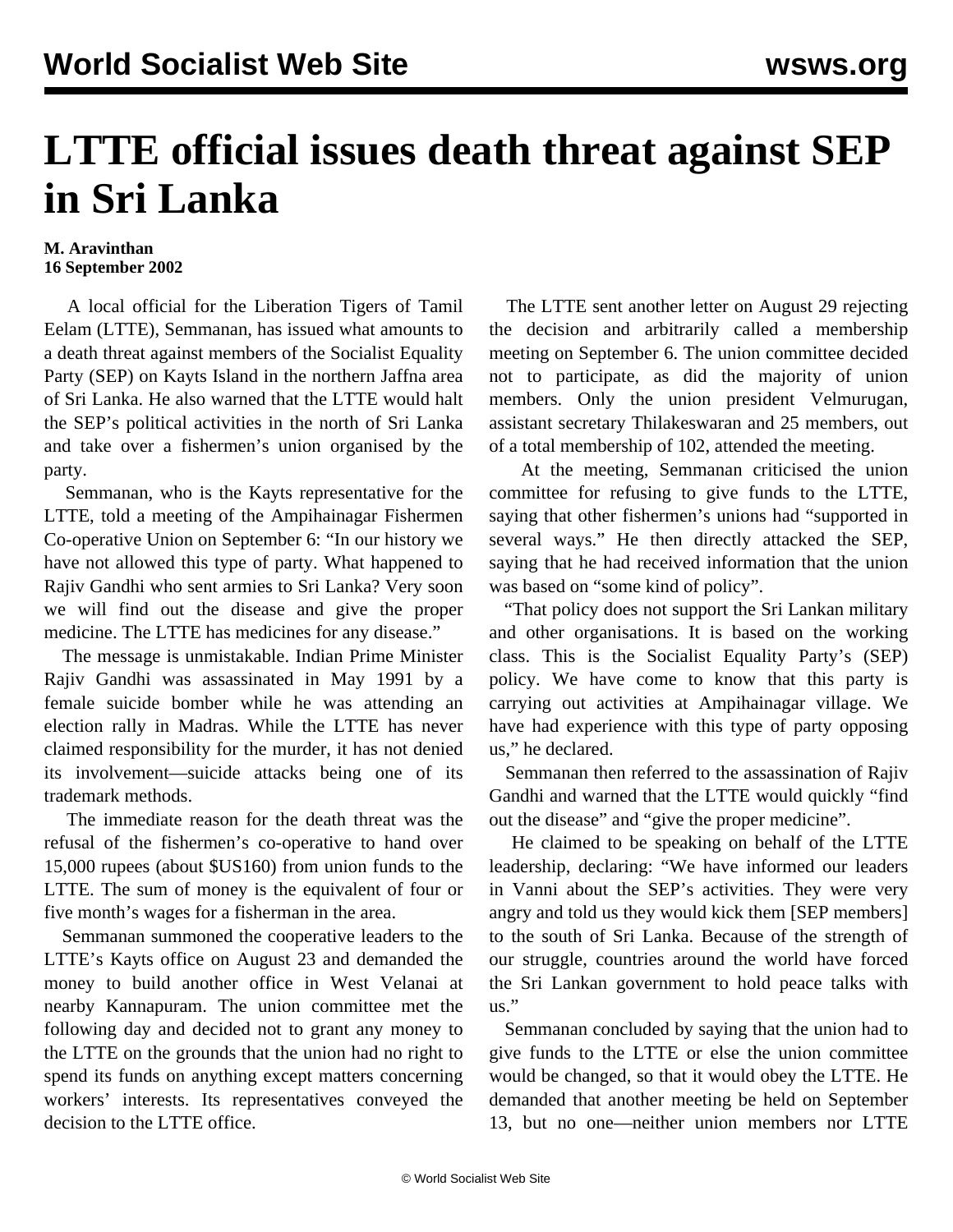# LTTE official issues death threat against SEP in Sri Lanka

**M. Aravinthan**
**16 September 2002**

A local official for the Liberation Tigers of Tamil Eelam (LTTE), Semmanan, has issued what amounts to a death threat against members of the Socialist Equality Party (SEP) on Kayts Island in the northern Jaffna area of Sri Lanka. He also warned that the LTTE would halt the SEP's political activities in the north of Sri Lanka and take over a fishermen's union organised by the party.

Semmanan, who is the Kayts representative for the LTTE, told a meeting of the Ampihainagar Fishermen Co-operative Union on September 6: "In our history we have not allowed this type of party. What happened to Rajiv Gandhi who sent armies to Sri Lanka? Very soon we will find out the disease and give the proper medicine. The LTTE has medicines for any disease."

The message is unmistakable. Indian Prime Minister Rajiv Gandhi was assassinated in May 1991 by a female suicide bomber while he was attending an election rally in Madras. While the LTTE has never claimed responsibility for the murder, it has not denied its involvement—suicide attacks being one of its trademark methods.

The immediate reason for the death threat was the refusal of the fishermen's co-operative to hand over 15,000 rupees (about $US160) from union funds to the LTTE. The sum of money is the equivalent of four or five month's wages for a fisherman in the area.

Semmanan summoned the cooperative leaders to the LTTE's Kayts office on August 23 and demanded the money to build another office in West Velanai at nearby Kannapuram. The union committee met the following day and decided not to grant any money to the LTTE on the grounds that the union had no right to spend its funds on anything except matters concerning workers' interests. Its representatives conveyed the decision to the LTTE office.

The LTTE sent another letter on August 29 rejecting the decision and arbitrarily called a membership meeting on September 6. The union committee decided not to participate, as did the majority of union members. Only the union president Velmurugan, assistant secretary Thilakeswaran and 25 members, out of a total membership of 102, attended the meeting.

At the meeting, Semmanan criticised the union committee for refusing to give funds to the LTTE, saying that other fishermen's unions had "supported in several ways." He then directly attacked the SEP, saying that he had received information that the union was based on "some kind of policy".

"That policy does not support the Sri Lankan military and other organisations. It is based on the working class. This is the Socialist Equality Party's (SEP) policy. We have come to know that this party is carrying out activities at Ampihainagar village. We have had experience with this type of party opposing us," he declared.

Semmanan then referred to the assassination of Rajiv Gandhi and warned that the LTTE would quickly "find out the disease" and "give the proper medicine".

He claimed to be speaking on behalf of the LTTE leadership, declaring: "We have informed our leaders in Vanni about the SEP's activities. They were very angry and told us they would kick them [SEP members] to the south of Sri Lanka. Because of the strength of our struggle, countries around the world have forced the Sri Lankan government to hold peace talks with us."

Semmanan concluded by saying that the union had to give funds to the LTTE or else the union committee would be changed, so that it would obey the LTTE. He demanded that another meeting be held on September 13, but no one—neither union members nor LTTE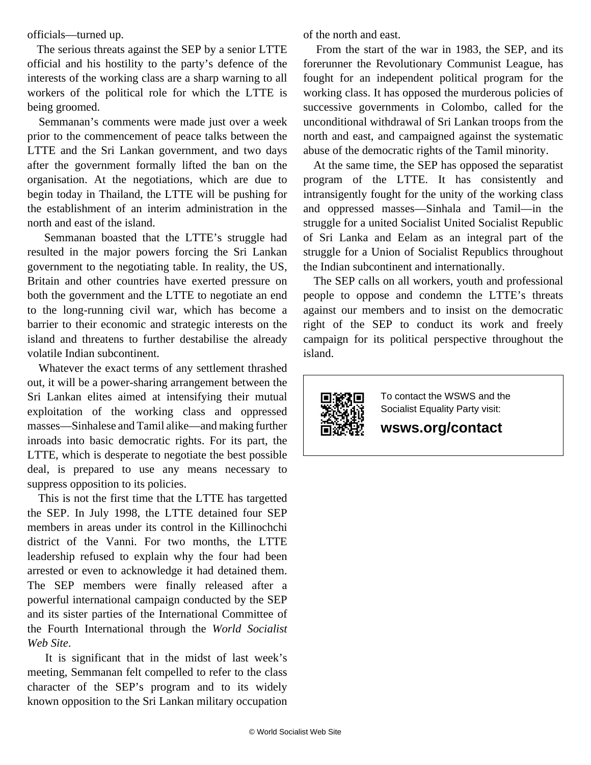officials—turned up.

The serious threats against the SEP by a senior LTTE official and his hostility to the party's defence of the interests of the working class are a sharp warning to all workers of the political role for which the LTTE is being groomed.

Semmanan's comments were made just over a week prior to the commencement of peace talks between the LTTE and the Sri Lankan government, and two days after the government formally lifted the ban on the organisation. At the negotiations, which are due to begin today in Thailand, the LTTE will be pushing for the establishment of an interim administration in the north and east of the island.

Semmanan boasted that the LTTE's struggle had resulted in the major powers forcing the Sri Lankan government to the negotiating table. In reality, the US, Britain and other countries have exerted pressure on both the government and the LTTE to negotiate an end to the long-running civil war, which has become a barrier to their economic and strategic interests on the island and threatens to further destabilise the already volatile Indian subcontinent.

Whatever the exact terms of any settlement thrashed out, it will be a power-sharing arrangement between the Sri Lankan elites aimed at intensifying their mutual exploitation of the working class and oppressed masses—Sinhalese and Tamil alike—and making further inroads into basic democratic rights. For its part, the LTTE, which is desperate to negotiate the best possible deal, is prepared to use any means necessary to suppress opposition to its policies.

This is not the first time that the LTTE has targetted the SEP. In July 1998, the LTTE detained four SEP members in areas under its control in the Killinochchi district of the Vanni. For two months, the LTTE leadership refused to explain why the four had been arrested or even to acknowledge it had detained them. The SEP members were finally released after a powerful international campaign conducted by the SEP and its sister parties of the International Committee of the Fourth International through the *World Socialist Web Site*.

It is significant that in the midst of last week's meeting, Semmanan felt compelled to refer to the class character of the SEP's program and to its widely known opposition to the Sri Lankan military occupation of the north and east.

From the start of the war in 1983, the SEP, and its forerunner the Revolutionary Communist League, has fought for an independent political program for the working class. It has opposed the murderous policies of successive governments in Colombo, called for the unconditional withdrawal of Sri Lankan troops from the north and east, and campaigned against the systematic abuse of the democratic rights of the Tamil minority.

At the same time, the SEP has opposed the separatist program of the LTTE. It has consistently and intransigently fought for the unity of the working class and oppressed masses—Sinhala and Tamil—in the struggle for a united Socialist United Socialist Republic of Sri Lanka and Eelam as an integral part of the struggle for a Union of Socialist Republics throughout the Indian subcontinent and internationally.

The SEP calls on all workers, youth and professional people to oppose and condemn the LTTE's threats against our members and to insist on the democratic right of the SEP to conduct its work and freely campaign for its political perspective throughout the island.

To contact the WSWS and the Socialist Equality Party visit:

**wsws.org/contact**